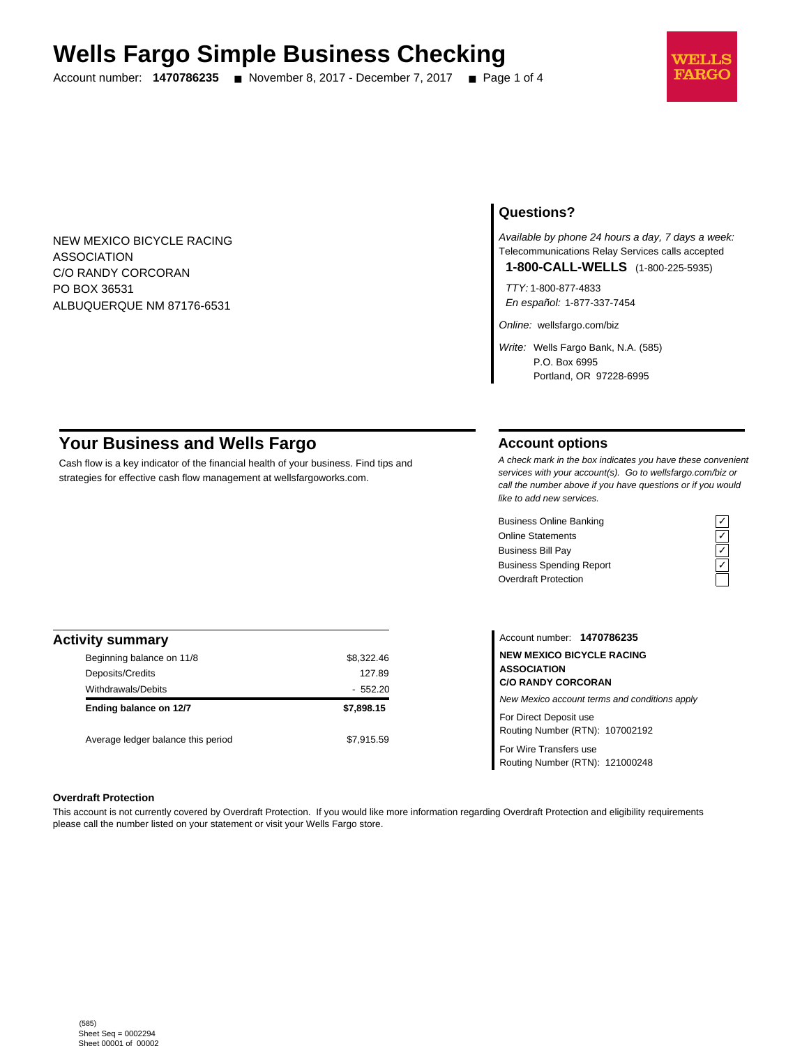# Wells Fargo Simple Business Checking

Account number: **1470786235** ■ November 8, 2017 - December 7, 2017

NEW MEXICO BICYCLE RACING
ASSOCIATION
C/O RANDY CORCORAN
PO BOX 36531
ALBUQUERQUE NM 87176-6531

## Questions?

*Available by phone 24 hours a day, 7 days a week:*
Telecommunications Relay Services calls accepted

**1-800-CALL-WELLS** (1-800-225-5935)

*TTY:* 1-800-877-4833
*En español:* 1-877-337-7454

*Online:* wellsfargo.com/biz

*Write:* Wells Fargo Bank, N.A. (585)
P.O. Box 6995
Portland, OR 97228-6995

## Your Business and Wells Fargo

Cash flow is a key indicator of the financial health of your business. Find tips and strategies for effective cash flow management at wellsfargoworks.com.

## Account options

*A check mark in the box indicates you have these convenient services with your account(s). Go to wellsfargo.com/biz or call the number above if you have questions or if you would like to add new services.*

| Service | |
|---|---|
| Business Online Banking | ✓ |
| Online Statements | ✓ |
| Business Bill Pay | ✓ |
| Business Spending Report | ✓ |
| Overdraft Protection | |

## Activity summary

| | |
|---|---|
| Beginning balance on 11/8 | $8,322.46 |
| Deposits/Credits | 127.89 |
| Withdrawals/Debits | - 552.20 |
| **Ending balance on 12/7** | **$7,898.15** |
| Average ledger balance this period | $7,915.59 |

Account number: **1470786235**

**NEW MEXICO BICYCLE RACING ASSOCIATION**
**C/O RANDY CORCORAN**

*New Mexico account terms and conditions apply*

For Direct Deposit use
Routing Number (RTN): 107002192

For Wire Transfers use
Routing Number (RTN): 121000248

**Overdraft Protection**

This account is not currently covered by Overdraft Protection. If you would like more information regarding Overdraft Protection and eligibility requirements please call the number listed on your statement or visit your Wells Fargo store.

(585)
Sheet Seq = 0002294
Sheet 00001 of 00002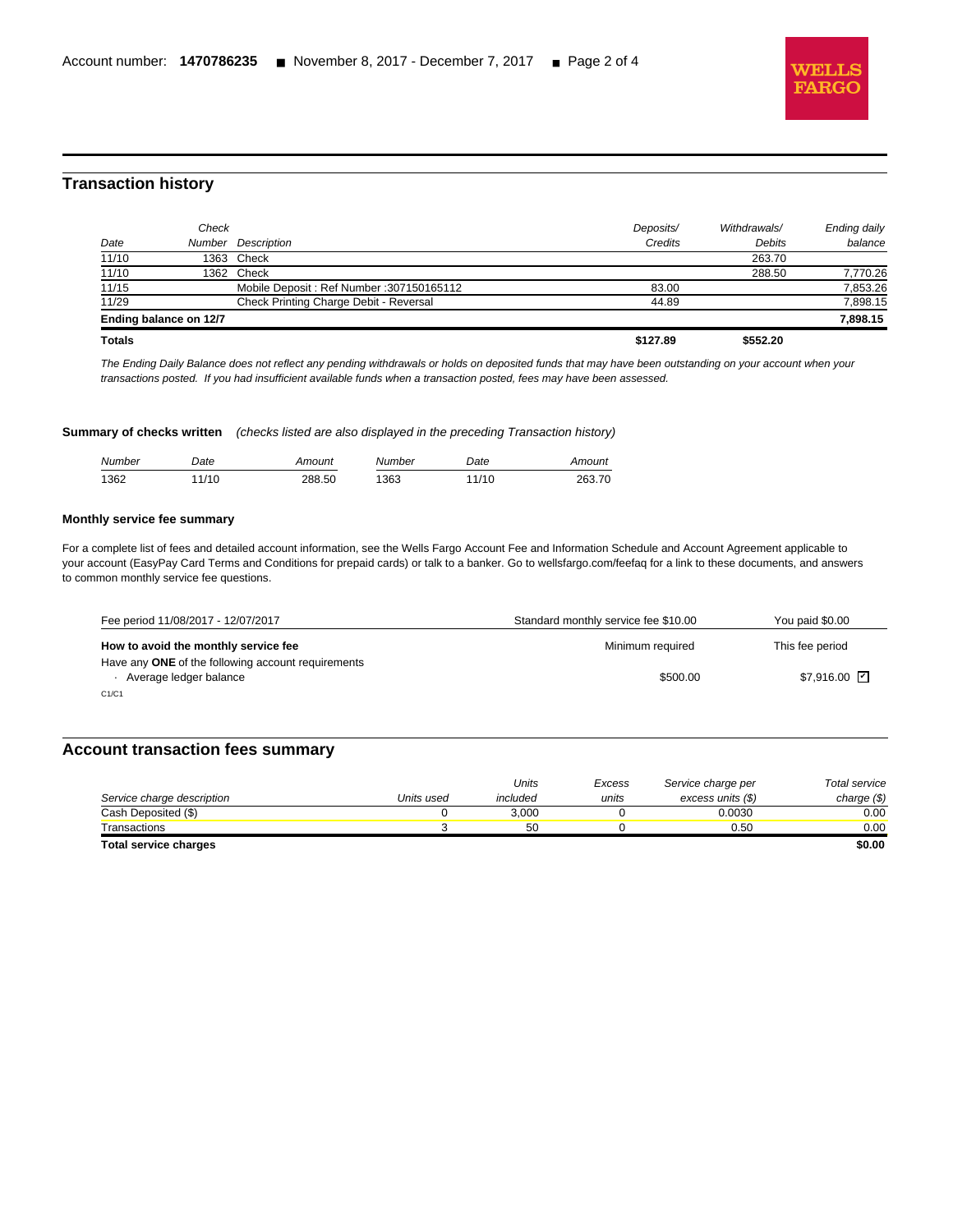## Transaction history

| Date | Check Number | Description | Deposits/ Credits | Withdrawals/ Debits | Ending daily balance |
|---|---|---|---|---|---|
| 11/10 | 1363 | Check | | 263.70 | |
| 11/10 | 1362 | Check | | 288.50 | 7,770.26 |
| 11/15 | | Mobile Deposit : Ref Number :307150165112 | 83.00 | | 7,853.26 |
| 11/29 | | Check Printing Charge Debit - Reversal | 44.89 | | 7,898.15 |
| **Ending balance on 12/7** | | | | | **7,898.15** |
| **Totals** | | | **$127.89** | **$552.20** | |

*The Ending Daily Balance does not reflect any pending withdrawals or holds on deposited funds that may have been outstanding on your account when your transactions posted. If you had insufficient available funds when a transaction posted, fees may have been assessed.*

**Summary of checks written** *(checks listed are also displayed in the preceding Transaction history)*

| Number | Date | Amount | Number | Date | Amount |
|---|---|---|---|---|---|
| 1362 | 11/10 | 288.50 | 1363 | 11/10 | 263.70 |

**Monthly service fee summary**

For a complete list of fees and detailed account information, see the Wells Fargo Account Fee and Information Schedule and Account Agreement applicable to your account (EasyPay Card Terms and Conditions for prepaid cards) or talk to a banker. Go to wellsfargo.com/feefaq for a link to these documents, and answers to common monthly service fee questions.

| Fee period 11/08/2017 - 12/07/2017 | Standard monthly service fee $10.00 | You paid $0.00 |
|---|---|---|
| **How to avoid the monthly service fee** | Minimum required | This fee period |
| Have any **ONE** of the following account requirements | | |
| · Average ledger balance | $500.00 | $7,916.00 ☑ |

C1/C1

## Account transaction fees summary

| Service charge description | Units used | Units included | Excess units | Service charge per excess units ($) | Total service charge ($) |
|---|---|---|---|---|---|
| Cash Deposited ($) | 0 | 3,000 | 0 | 0.0030 | 0.00 |
| Transactions | 3 | 50 | 0 | 0.50 | 0.00 |
| **Total service charges** | | | | | **$0.00** |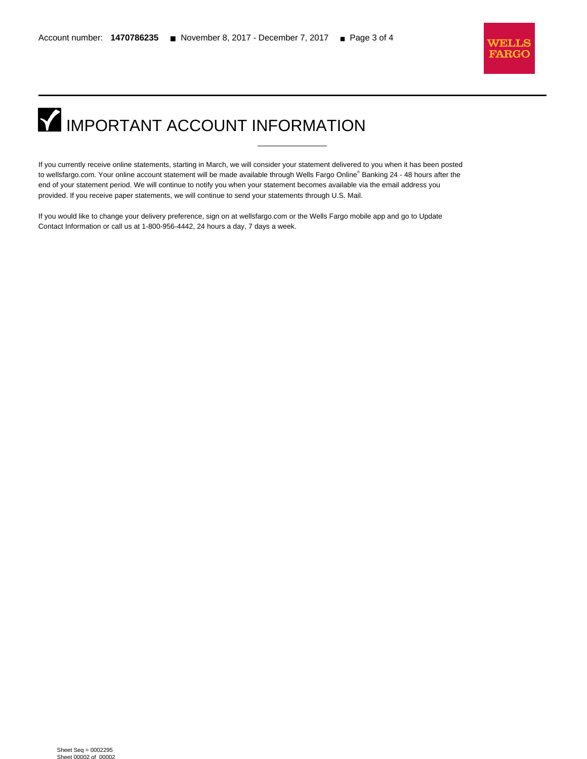# IMPORTANT ACCOUNT INFORMATION

If you currently receive online statements, starting in March, we will consider your statement delivered to you when it has been posted to wellsfargo.com. Your online account statement will be made available through Wells Fargo Online® Banking 24 - 48 hours after the end of your statement period. We will continue to notify you when your statement becomes available via the email address you provided. If you receive paper statements, we will continue to send your statements through U.S. Mail.

If you would like to change your delivery preference, sign on at wellsfargo.com or the Wells Fargo mobile app and go to Update Contact Information or call us at 1-800-956-4442, 24 hours a day, 7 days a week.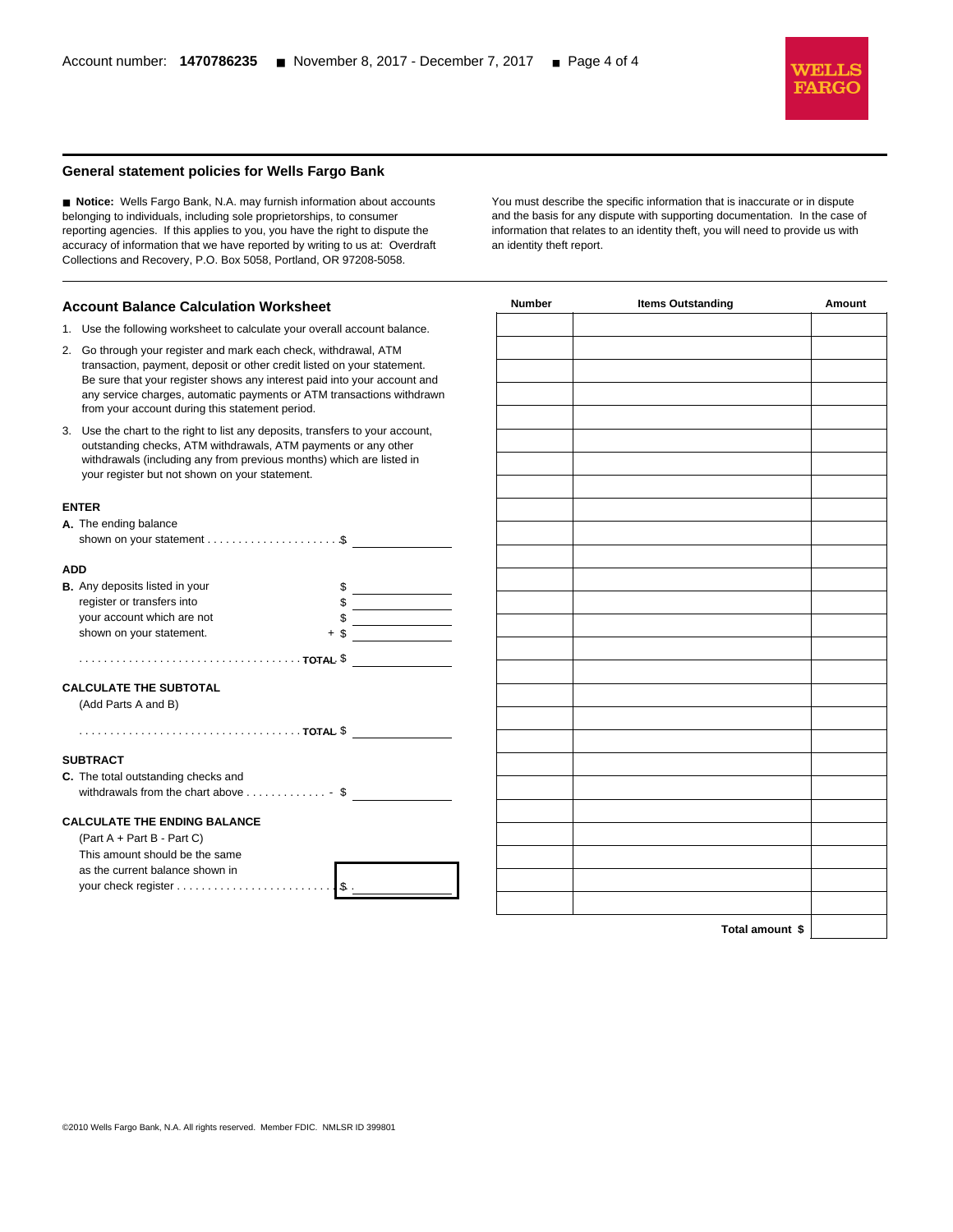## General statement policies for Wells Fargo Bank

■ **Notice:** Wells Fargo Bank, N.A. may furnish information about accounts belonging to individuals, including sole proprietorships, to consumer reporting agencies. If this applies to you, you have the right to dispute the accuracy of information that we have reported by writing to us at: Overdraft Collections and Recovery, P.O. Box 5058, Portland, OR 97208-5058.

You must describe the specific information that is inaccurate or in dispute and the basis for any dispute with supporting documentation. In the case of information that relates to an identity theft, you will need to provide us with an identity theft report.

### Account Balance Calculation Worksheet

1. Use the following worksheet to calculate your overall account balance.
2. Go through your register and mark each check, withdrawal, ATM transaction, payment, deposit or other credit listed on your statement. Be sure that your register shows any interest paid into your account and any service charges, automatic payments or ATM transactions withdrawn from your account during this statement period.
3. Use the chart to the right to list any deposits, transfers to your account, outstanding checks, ATM withdrawals, ATM payments or any other withdrawals (including any from previous months) which are listed in your register but not shown on your statement.

**ENTER**

**A.** The ending balance shown on your statement . . . . . . . . . . . . . . . . . . . . . $ ____________

**ADD**

**B.** Any deposits listed in your register or transfers into your account which are not shown on your statement.

$ ____________
$ ____________
$ ____________
\+ $ ____________

. . . . . . . . . . . . . . . . . . . . . . . . . . . . . . . . . . . **TOTAL** $ ____________

**CALCULATE THE SUBTOTAL**

(Add Parts A and B)

. . . . . . . . . . . . . . . . . . . . . . . . . . . . . . . . . . . **TOTAL** $ ____________

**SUBTRACT**

**C.** The total outstanding checks and withdrawals from the chart above . . . . . . . . . . . . . - $ ____________

**CALCULATE THE ENDING BALANCE**

(Part A + Part B - Part C)
This amount should be the same as the current balance shown in your check register . . . . . . . . . . . . . . . . . . . . . . . . . $ ____________

| Number | Items Outstanding | Amount |
|---|---|---|
| | | |
| | | |
| | | |
| | | |
| | | |
| | | |
| | | |
| | | |
| | | |
| | | |
| | | |
| | | |
| | | |
| | | |
| | | |
| | | |
| | | |
| | | |
| | | |
| | | |
| | | |
| | | |
| | | |
| | | |
| | | |
| | | |
| | **Total amount $** | |

©2010 Wells Fargo Bank, N.A. All rights reserved. Member FDIC. NMLSR ID 399801